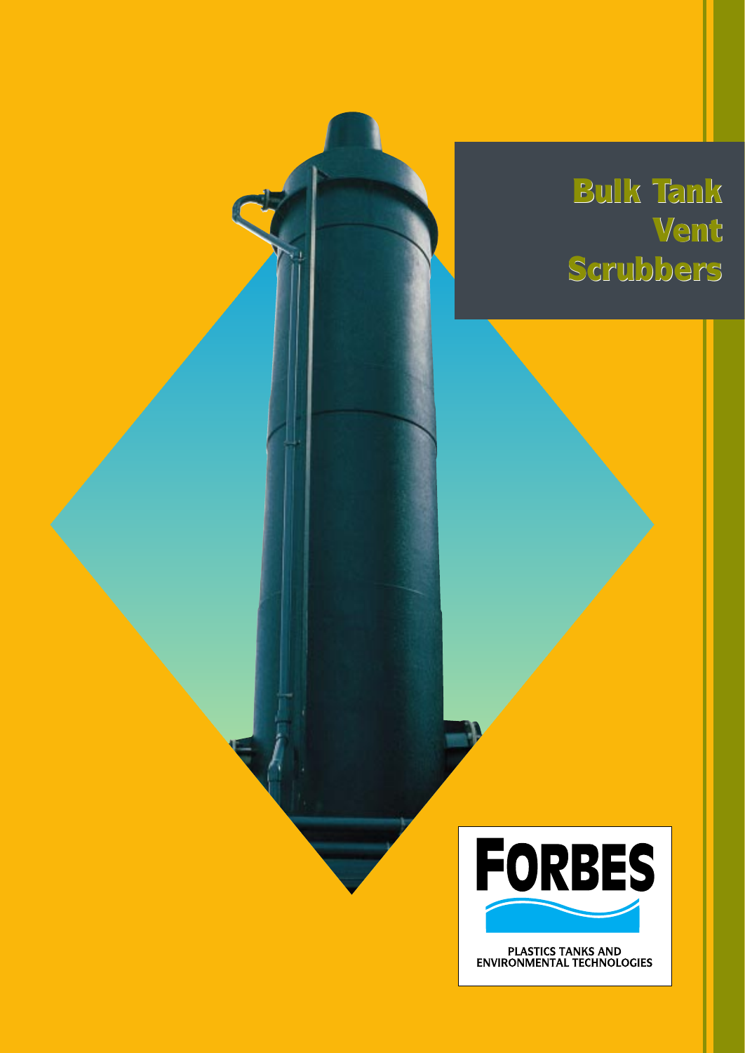# Bulk Tank Vent Scrubbers

FORBES

PLASTICS TANKS AND ENVIRONMENTAL TECHNOLOGIES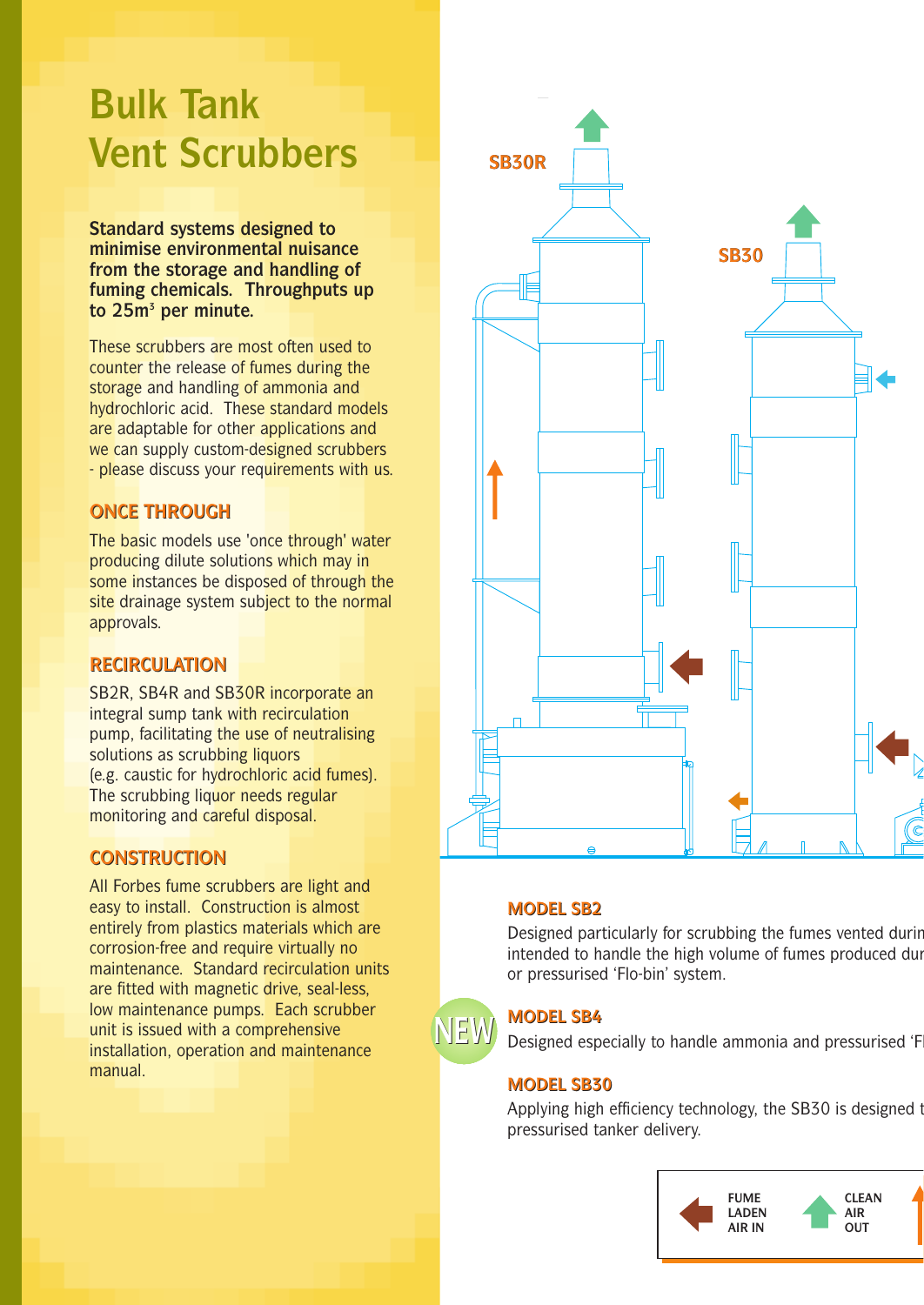# Bulk Tank Vent Scrubbers

**Standard systems designed to minimise environmental nuisance from the storage and handling of fuming chemicals. Throughputs up to 25m$^3$ per minute.**

These scrubbers are most often used to counter the release of fumes during the storage and handling of ammonia and hydrochloric acid. These standard models are adaptable for other applications and we can supply custom-designed scrubbers - please discuss your requirements with us.

## ONCE THROUGH

The basic models use 'once through' water producing dilute solutions which may in some instances be disposed of through the site drainage system subject to the normal approvals.

## RECIRCULATION

SB2R, SB4R and SB30R incorporate an integral sump tank with recirculation pump, facilitating the use of neutralising solutions as scrubbing liquors (e.g. caustic for hydrochloric acid fumes). The scrubbing liquor needs regular monitoring and careful disposal.

## CONSTRUCTION

All Forbes fume scrubbers are light and easy to install. Construction is almost entirely from plastics materials which are corrosion-free and require virtually no maintenance. Standard recirculation units are fitted with magnetic drive, seal-less, low maintenance pumps. Each scrubber unit is issued with a comprehensive installation, operation and maintenance manual.

SB30R

SB30

## MODEL SB2

Designed particularly for scrubbing the fumes vented durin intended to handle the high volume of fumes produced dur or pressurised 'Flo-bin' system.

NEW

## MODEL SB4

Designed especially to handle ammonia and pressurised 'Fl

## MODEL SB30

Applying high efficiency technology, the SB30 is designed t pressurised tanker delivery.

FUME LADEN AIR IN

CLEAN AIR OUT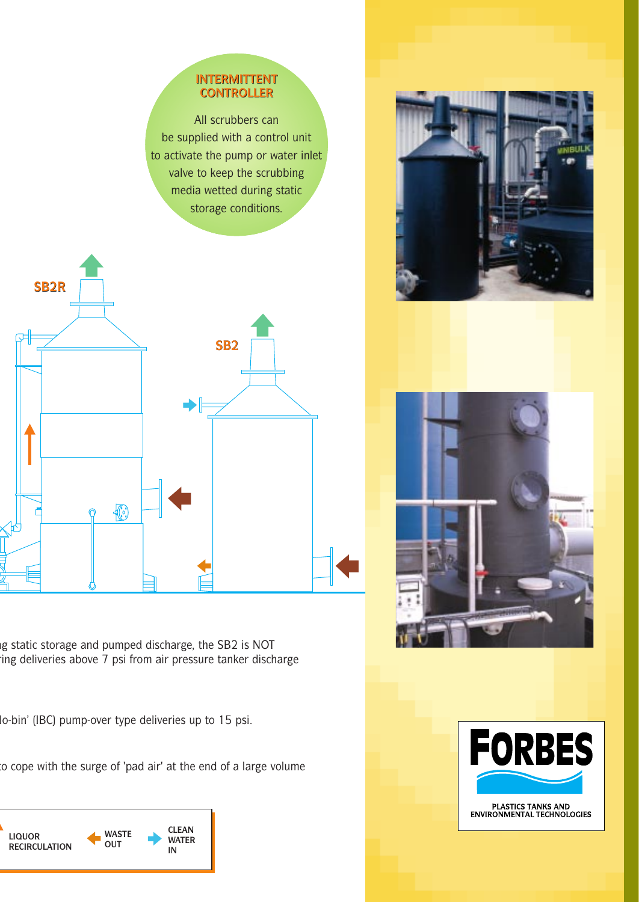## INTERMITTENT CONTROLLER

All scrubbers can be supplied with a control unit to activate the pump or water inlet valve to keep the scrubbing media wetted during static storage conditions.

SB2R

SB2

g static storage and pumped discharge, the SB2 is NOT
ring deliveries above 7 psi from air pressure tanker discharge

lo-bin' (IBC) pump-over type deliveries up to 15 psi.

o cope with the surge of 'pad air' at the end of a large volume

LIQUOR RECIRCULATION | WASTE OUT | CLEAN WATER IN

**FORBES**

PLASTICS TANKS AND ENVIRONMENTAL TECHNOLOGIES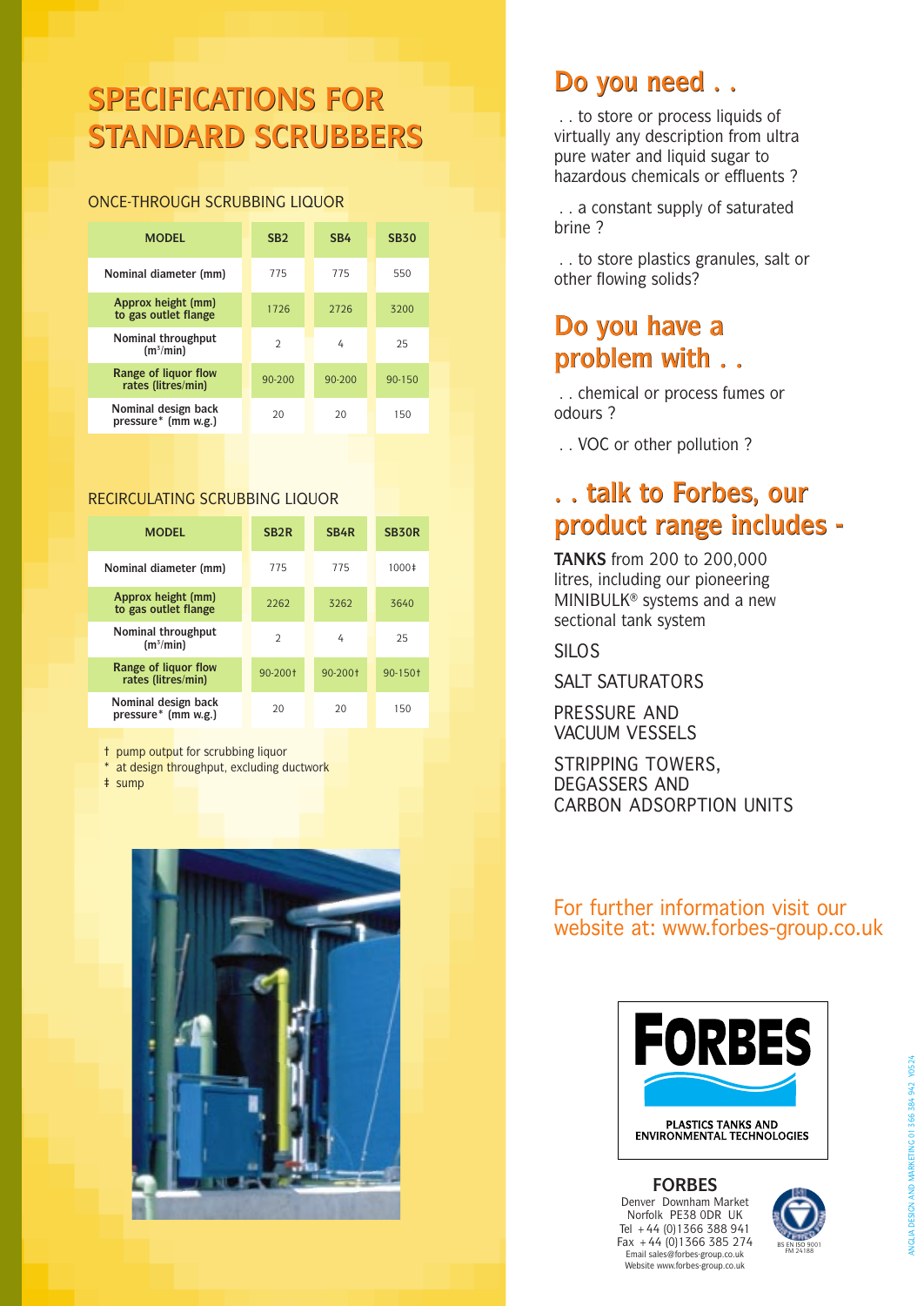# SPECIFICATIONS FOR STANDARD SCRUBBERS

## ONCE-THROUGH SCRUBBING LIQUOR

| MODEL | SB2 | SB4 | SB30 |
|---|---|---|---|
| Nominal diameter (mm) | 775 | 775 | 550 |
| Approx height (mm) to gas outlet flange | 1726 | 2726 | 3200 |
| Nominal throughput ($m^3$/min) | 2 | 4 | 25 |
| Range of liquor flow rates (litres/min) | 90-200 | 90-200 | 90-150 |
| Nominal design back pressure* (mm w.g.) | 20 | 20 | 150 |

## RECIRCULATING SCRUBBING LIQUOR

| MODEL | SB2R | SB4R | SB30R |
|---|---|---|---|
| Nominal diameter (mm) | 775 | 775 | 1000‡ |
| Approx height (mm) to gas outlet flange | 2262 | 3262 | 3640 |
| Nominal throughput ($m^3$/min) | 2 | 4 | 25 |
| Range of liquor flow rates (litres/min) | 90-200† | 90-200† | 90-150† |
| Nominal design back pressure* (mm w.g.) | 20 | 20 | 150 |

† pump output for scrubbing liquor
* at design throughput, excluding ductwork
‡ sump

## Do you need . .

. . to store or process liquids of virtually any description from ultra pure water and liquid sugar to hazardous chemicals or effluents ?

. . a constant supply of saturated brine ?

. . to store plastics granules, salt or other flowing solids?

## Do you have a problem with . .

. . chemical or process fumes or odours ?

. . VOC or other pollution ?

## . . talk to Forbes, our product range includes -

**TANKS** from 200 to 200,000 litres, including our pioneering MINIBULK® systems and a new sectional tank system

SILOS

SALT SATURATORS

PRESSURE AND VACUUM VESSELS

STRIPPING TOWERS, DEGASSERS AND CARBON ADSORPTION UNITS

For further information visit our website at: www.forbes-group.co.uk

FORBES
PLASTICS TANKS AND ENVIRONMENTAL TECHNOLOGIES

**FORBES**
Denver Downham Market
Norfolk PE38 0DR UK
Tel +44 (0)1366 388 941
Fax +44 (0)1366 385 274
Email sales@forbes-group.co.uk
Website www.forbes-group.co.uk

BS EN ISO 9001
FM 24188

ANGLIA DESIGN AND MARKETING 01 366 384 942 V0524